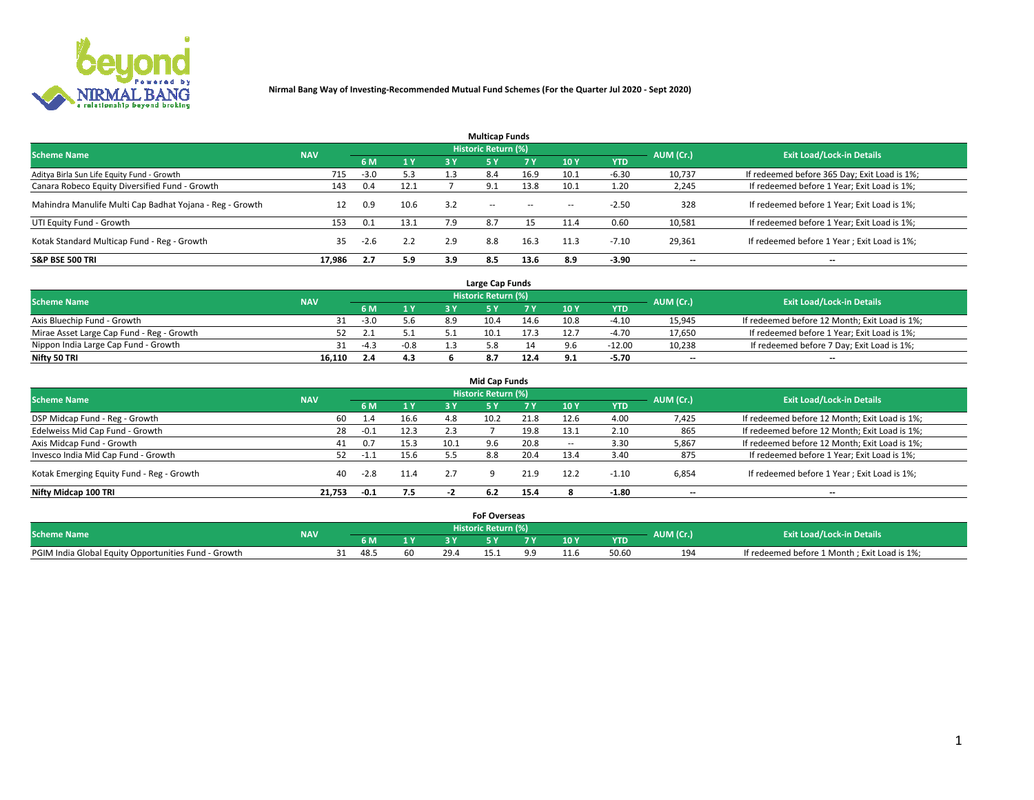**Nirmal Bang Way of Investing-Recommended Mutual Fund Schemes (For the Quarter Jul 2020 - Sept 2020)**

## Multicap Funds

| Scheme Name | NAV | Historic Return (%) | | | | | | | AUM (Cr.) | Exit Load/Lock-in Details |
|---|---|---|---|---|---|---|---|---|---|---|
| | | 6 M | 1 Y | 3 Y | 5 Y | 7 Y | 10 Y | YTD | | |
| Aditya Birla Sun Life Equity Fund - Growth | 715 | -3.0 | 5.3 | 1.3 | 8.4 | 16.9 | 10.1 | -6.30 | 10,737 | If redeemed before 365 Day; Exit Load is 1%; |
| Canara Robeco Equity Diversified Fund - Growth | 143 | 0.4 | 12.1 | 7 | 9.1 | 13.8 | 10.1 | 1.20 | 2,245 | If redeemed before 1 Year; Exit Load is 1%; |
| Mahindra Manulife Multi Cap Badhat Yojana - Reg - Growth | 12 | 0.9 | 10.6 | 3.2 | -- | -- | -- | -2.50 | 328 | If redeemed before 1 Year; Exit Load is 1%; |
| UTI Equity Fund - Growth | 153 | 0.1 | 13.1 | 7.9 | 8.7 | 15 | 11.4 | 0.60 | 10,581 | If redeemed before 1 Year; Exit Load is 1%; |
| Kotak Standard Multicap Fund - Reg - Growth | 35 | -2.6 | 2.2 | 2.9 | 8.8 | 16.3 | 11.3 | -7.10 | 29,361 | If redeemed before 1 Year ; Exit Load is 1%; |
| **S&P BSE 500 TRI** | **17,986** | **2.7** | **5.9** | **3.9** | **8.5** | **13.6** | **8.9** | **-3.90** | **--** | **--** |

## Large Cap Funds

| Scheme Name | NAV | Historic Return (%) | | | | | | | AUM (Cr.) | Exit Load/Lock-in Details |
|---|---|---|---|---|---|---|---|---|---|---|
| | | 6 M | 1 Y | 3 Y | 5 Y | 7 Y | 10 Y | YTD | | |
| Axis Bluechip Fund - Growth | 31 | -3.0 | 5.6 | 8.9 | 10.4 | 14.6 | 10.8 | -4.10 | 15,945 | If redeemed before 12 Month; Exit Load is 1%; |
| Mirae Asset Large Cap Fund - Reg - Growth | 52 | 2.1 | 5.1 | 5.1 | 10.1 | 17.3 | 12.7 | -4.70 | 17,650 | If redeemed before 1 Year; Exit Load is 1%; |
| Nippon India Large Cap Fund - Growth | 31 | -4.3 | -0.8 | 1.3 | 5.8 | 14 | 9.6 | -12.00 | 10,238 | If redeemed before 7 Day; Exit Load is 1%; |
| **Nifty 50 TRI** | **16,110** | **2.4** | **4.3** | **6** | **8.7** | **12.4** | **9.1** | **-5.70** | **--** | **--** |

## Mid Cap Funds

| Scheme Name | NAV | Historic Return (%) | | | | | | | AUM (Cr.) | Exit Load/Lock-in Details |
|---|---|---|---|---|---|---|---|---|---|---|
| | | 6 M | 1 Y | 3 Y | 5 Y | 7 Y | 10 Y | YTD | | |
| DSP Midcap Fund - Reg - Growth | 60 | 1.4 | 16.6 | 4.8 | 10.2 | 21.8 | 12.6 | 4.00 | 7,425 | If redeemed before 12 Month; Exit Load is 1%; |
| Edelweiss Mid Cap Fund - Growth | 28 | -0.1 | 12.3 | 2.3 | 7 | 19.8 | 13.1 | 2.10 | 865 | If redeemed before 12 Month; Exit Load is 1%; |
| Axis Midcap Fund - Growth | 41 | 0.7 | 15.3 | 10.1 | 9.6 | 20.8 | -- | 3.30 | 5,867 | If redeemed before 12 Month; Exit Load is 1%; |
| Invesco India Mid Cap Fund - Growth | 52 | -1.1 | 15.6 | 5.5 | 8.8 | 20.4 | 13.4 | 3.40 | 875 | If redeemed before 1 Year; Exit Load is 1%; |
| Kotak Emerging Equity Fund - Reg - Growth | 40 | -2.8 | 11.4 | 2.7 | 9 | 21.9 | 12.2 | -1.10 | 6,854 | If redeemed before 1 Year ; Exit Load is 1%; |
| **Nifty Midcap 100 TRI** | **21,753** | **-0.1** | **7.5** | **-2** | **6.2** | **15.4** | **8** | **-1.80** | **--** | **--** |

## FoF Overseas

| Scheme Name | NAV | Historic Return (%) | | | | | | | AUM (Cr.) | Exit Load/Lock-in Details |
|---|---|---|---|---|---|---|---|---|---|---|
| | | 6 M | 1 Y | 3 Y | 5 Y | 7 Y | 10 Y | YTD | | |
| PGIM India Global Equity Opportunities Fund - Growth | 31 | 48.5 | 60 | 29.4 | 15.1 | 9.9 | 11.6 | 50.60 | 194 | If redeemed before 1 Month ; Exit Load is 1%; |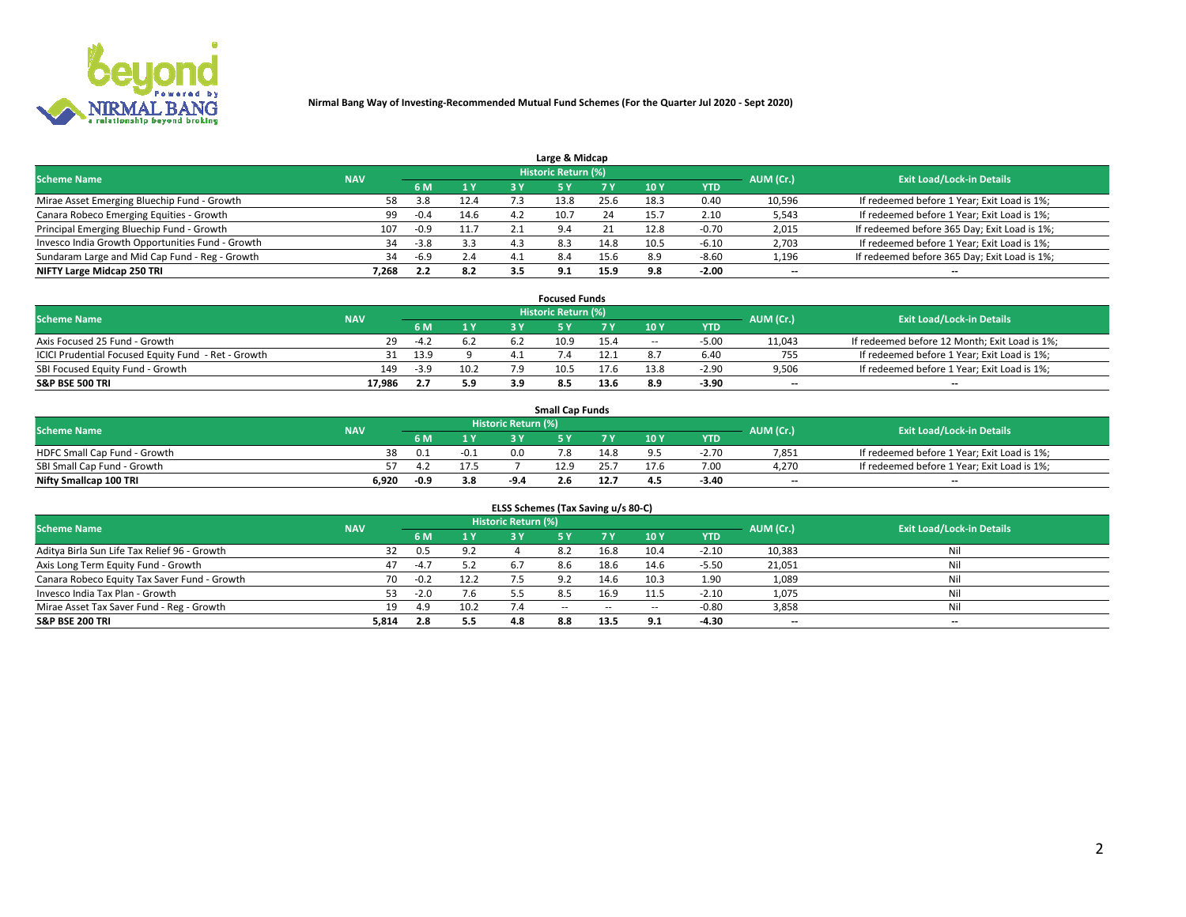**Nirmal Bang Way of Investing-Recommended Mutual Fund Schemes (For the Quarter Jul 2020 - Sept 2020)**

## Large & Midcap

| Scheme Name | NAV | Historic Return (%) | | | | | | | AUM (Cr.) | Exit Load/Lock-in Details |
|---|---|---|---|---|---|---|---|---|---|---|
| | | 6 M | 1 Y | 3 Y | 5 Y | 7 Y | 10 Y | YTD | | |
| Mirae Asset Emerging Bluechip Fund - Growth | 58 | 3.8 | 12.4 | 7.3 | 13.8 | 25.6 | 18.3 | 0.40 | 10,596 | If redeemed before 1 Year; Exit Load is 1%; |
| Canara Robeco Emerging Equities - Growth | 99 | -0.4 | 14.6 | 4.2 | 10.7 | 24 | 15.7 | 2.10 | 5,543 | If redeemed before 1 Year; Exit Load is 1%; |
| Principal Emerging Bluechip Fund - Growth | 107 | -0.9 | 11.7 | 2.1 | 9.4 | 21 | 12.8 | -0.70 | 2,015 | If redeemed before 365 Day; Exit Load is 1%; |
| Invesco India Growth Opportunities Fund - Growth | 34 | -3.8 | 3.3 | 4.3 | 8.3 | 14.8 | 10.5 | -6.10 | 2,703 | If redeemed before 1 Year; Exit Load is 1%; |
| Sundaram Large and Mid Cap Fund - Reg - Growth | 34 | -6.9 | 2.4 | 4.1 | 8.4 | 15.6 | 8.9 | -8.60 | 1,196 | If redeemed before 365 Day; Exit Load is 1%; |
| **NIFTY Large Midcap 250 TRI** | **7,268** | **2.2** | **8.2** | **3.5** | **9.1** | **15.9** | **9.8** | **-2.00** | **--** | **--** |

## Focused Funds

| Scheme Name | NAV | Historic Return (%) | | | | | | | AUM (Cr.) | Exit Load/Lock-in Details |
|---|---|---|---|---|---|---|---|---|---|---|
| | | 6 M | 1 Y | 3 Y | 5 Y | 7 Y | 10 Y | YTD | | |
| Axis Focused 25 Fund - Growth | 29 | -4.2 | 6.2 | 6.2 | 10.9 | 15.4 | -- | -5.00 | 11,043 | If redeemed before 12 Month; Exit Load is 1%; |
| ICICI Prudential Focused Equity Fund - Ret - Growth | 31 | 13.9 | 9 | 4.1 | 7.4 | 12.1 | 8.7 | 6.40 | 755 | If redeemed before 1 Year; Exit Load is 1%; |
| SBI Focused Equity Fund - Growth | 149 | -3.9 | 10.2 | 7.9 | 10.5 | 17.6 | 13.8 | -2.90 | 9,506 | If redeemed before 1 Year; Exit Load is 1%; |
| **S&P BSE 500 TRI** | **17,986** | **2.7** | **5.9** | **3.9** | **8.5** | **13.6** | **8.9** | **-3.90** | **--** | **--** |

## Small Cap Funds

| Scheme Name | NAV | Historic Return (%) | | | | | | | AUM (Cr.) | Exit Load/Lock-in Details |
|---|---|---|---|---|---|---|---|---|---|---|
| | | 6 M | 1 Y | 3 Y | 5 Y | 7 Y | 10 Y | YTD | | |
| HDFC Small Cap Fund - Growth | 38 | 0.1 | -0.1 | 0.0 | 7.8 | 14.8 | 9.5 | -2.70 | 7,851 | If redeemed before 1 Year; Exit Load is 1%; |
| SBI Small Cap Fund - Growth | 57 | 4.2 | 17.5 | 7 | 12.9 | 25.7 | 17.6 | 7.00 | 4,270 | If redeemed before 1 Year; Exit Load is 1%; |
| **Nifty Smallcap 100 TRI** | **6,920** | **-0.9** | **3.8** | **-9.4** | **2.6** | **12.7** | **4.5** | **-3.40** | **--** | **--** |

## ELSS Schemes (Tax Saving u/s 80-C)

| Scheme Name | NAV | Historic Return (%) | | | | | | | AUM (Cr.) | Exit Load/Lock-in Details |
|---|---|---|---|---|---|---|---|---|---|---|
| | | 6 M | 1 Y | 3 Y | 5 Y | 7 Y | 10 Y | YTD | | |
| Aditya Birla Sun Life Tax Relief 96 - Growth | 32 | 0.5 | 9.2 | 4 | 8.2 | 16.8 | 10.4 | -2.10 | 10,383 | Nil |
| Axis Long Term Equity Fund - Growth | 47 | -4.7 | 5.2 | 6.7 | 8.6 | 18.6 | 14.6 | -5.50 | 21,051 | Nil |
| Canara Robeco Equity Tax Saver Fund - Growth | 70 | -0.2 | 12.2 | 7.5 | 9.2 | 14.6 | 10.3 | 1.90 | 1,089 | Nil |
| Invesco India Tax Plan - Growth | 53 | -2.0 | 7.6 | 5.5 | 8.5 | 16.9 | 11.5 | -2.10 | 1,075 | Nil |
| Mirae Asset Tax Saver Fund - Reg - Growth | 19 | 4.9 | 10.2 | 7.4 | -- | -- | -- | -0.80 | 3,858 | Nil |
| **S&P BSE 200 TRI** | **5,814** | **2.8** | **5.5** | **4.8** | **8.8** | **13.5** | **9.1** | **-4.30** | **--** | **--** |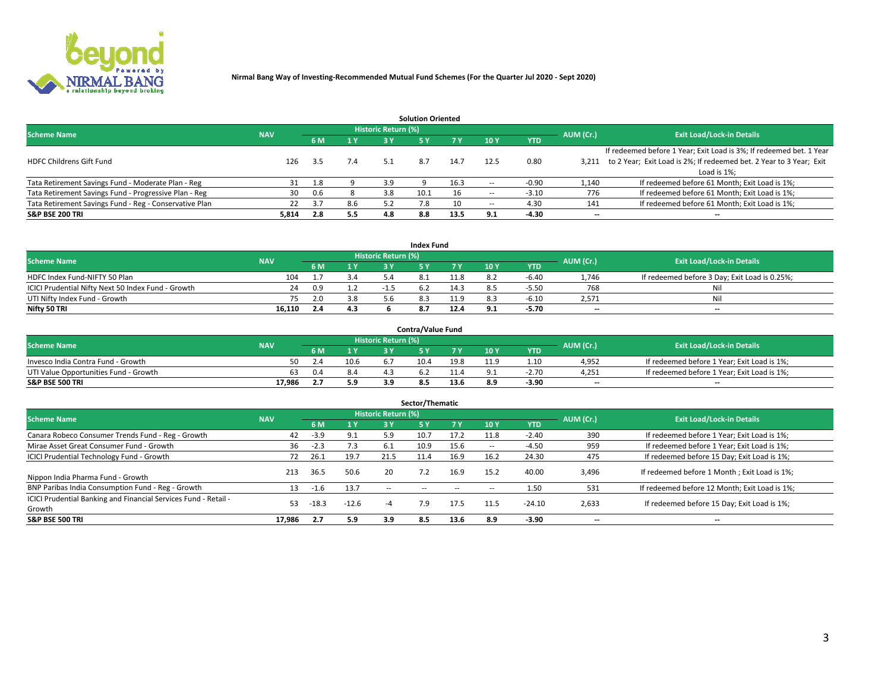**Nirmal Bang Way of Investing-Recommended Mutual Fund Schemes (For the Quarter Jul 2020 - Sept 2020)**

## Solution Oriented

| Scheme Name | NAV | Historic Return (%) | | | | | | | AUM (Cr.) | Exit Load/Lock-in Details |
|---|---|---|---|---|---|---|---|---|---|---|
| | | 6 M | 1 Y | 3 Y | 5 Y | 7 Y | 10 Y | YTD | | |
| HDFC Childrens Gift Fund | 126 | 3.5 | 7.4 | 5.1 | 8.7 | 14.7 | 12.5 | 0.80 | 3,211 | If redeemed before 1 Year; Exit Load is 3%; If redeemed bet. 1 Year to 2 Year; Exit Load is 2%; If redeemed bet. 2 Year to 3 Year; Exit Load is 1%; |
| Tata Retirement Savings Fund - Moderate Plan - Reg | 31 | 1.8 | 9 | 3.9 | 9 | 16.3 | -- | -0.90 | 1,140 | If redeemed before 61 Month; Exit Load is 1%; |
| Tata Retirement Savings Fund - Progressive Plan - Reg | 30 | 0.6 | 8 | 3.8 | 10.1 | 16 | -- | -3.10 | 776 | If redeemed before 61 Month; Exit Load is 1%; |
| Tata Retirement Savings Fund - Reg - Conservative Plan | 22 | 3.7 | 8.6 | 5.2 | 7.8 | 10 | -- | 4.30 | 141 | If redeemed before 61 Month; Exit Load is 1%; |
| **S&P BSE 200 TRI** | **5,814** | **2.8** | **5.5** | **4.8** | **8.8** | **13.5** | **9.1** | **-4.30** | **--** | **--** |

## Index Fund

| Scheme Name | NAV | Historic Return (%) | | | | | | | AUM (Cr.) | Exit Load/Lock-in Details |
|---|---|---|---|---|---|---|---|---|---|---|
| | | 6 M | 1 Y | 3 Y | 5 Y | 7 Y | 10 Y | YTD | | |
| HDFC Index Fund-NIFTY 50 Plan | 104 | 1.7 | 3.4 | 5.4 | 8.1 | 11.8 | 8.2 | -6.40 | 1,746 | If redeemed before 3 Day; Exit Load is 0.25%; |
| ICICI Prudential Nifty Next 50 Index Fund - Growth | 24 | 0.9 | 1.2 | -1.5 | 6.2 | 14.3 | 8.5 | -5.50 | 768 | Nil |
| UTI Nifty Index Fund - Growth | 75 | 2.0 | 3.8 | 5.6 | 8.3 | 11.9 | 8.3 | -6.10 | 2,571 | Nil |
| **Nifty 50 TRI** | **16,110** | **2.4** | **4.3** | **6** | **8.7** | **12.4** | **9.1** | **-5.70** | **--** | **--** |

## Contra/Value Fund

| Scheme Name | NAV | Historic Return (%) | | | | | | | AUM (Cr.) | Exit Load/Lock-in Details |
|---|---|---|---|---|---|---|---|---|---|---|
| | | 6 M | 1 Y | 3 Y | 5 Y | 7 Y | 10 Y | YTD | | |
| Invesco India Contra Fund - Growth | 50 | 2.4 | 10.6 | 6.7 | 10.4 | 19.8 | 11.9 | 1.10 | 4,952 | If redeemed before 1 Year; Exit Load is 1%; |
| UTI Value Opportunities Fund - Growth | 63 | 0.4 | 8.4 | 4.3 | 6.2 | 11.4 | 9.1 | -2.70 | 4,251 | If redeemed before 1 Year; Exit Load is 1%; |
| **S&P BSE 500 TRI** | **17,986** | **2.7** | **5.9** | **3.9** | **8.5** | **13.6** | **8.9** | **-3.90** | **--** | **--** |

## Sector/Thematic

| Scheme Name | NAV | Historic Return (%) | | | | | | | AUM (Cr.) | Exit Load/Lock-in Details |
|---|---|---|---|---|---|---|---|---|---|---|
| | | 6 M | 1 Y | 3 Y | 5 Y | 7 Y | 10 Y | YTD | | |
| Canara Robeco Consumer Trends Fund - Reg - Growth | 42 | -3.9 | 9.1 | 5.9 | 10.7 | 17.2 | 11.8 | -2.40 | 390 | If redeemed before 1 Year; Exit Load is 1%; |
| Mirae Asset Great Consumer Fund - Growth | 36 | -2.3 | 7.3 | 6.1 | 10.9 | 15.6 | -- | -4.50 | 959 | If redeemed before 1 Year; Exit Load is 1%; |
| ICICI Prudential Technology Fund - Growth | 72 | 26.1 | 19.7 | 21.5 | 11.4 | 16.9 | 16.2 | 24.30 | 475 | If redeemed before 15 Day; Exit Load is 1%; |
| Nippon India Pharma Fund - Growth | 213 | 36.5 | 50.6 | 20 | 7.2 | 16.9 | 15.2 | 40.00 | 3,496 | If redeemed before 1 Month ; Exit Load is 1%; |
| BNP Paribas India Consumption Fund - Reg - Growth | 13 | -1.6 | 13.7 | -- | -- | -- | -- | 1.50 | 531 | If redeemed before 12 Month; Exit Load is 1%; |
| ICICI Prudential Banking and Financial Services Fund - Retail - Growth | 53 | -18.3 | -12.6 | -4 | 7.9 | 17.5 | 11.5 | -24.10 | 2,633 | If redeemed before 15 Day; Exit Load is 1%; |
| **S&P BSE 500 TRI** | **17,986** | **2.7** | **5.9** | **3.9** | **8.5** | **13.6** | **8.9** | **-3.90** | **--** | **--** |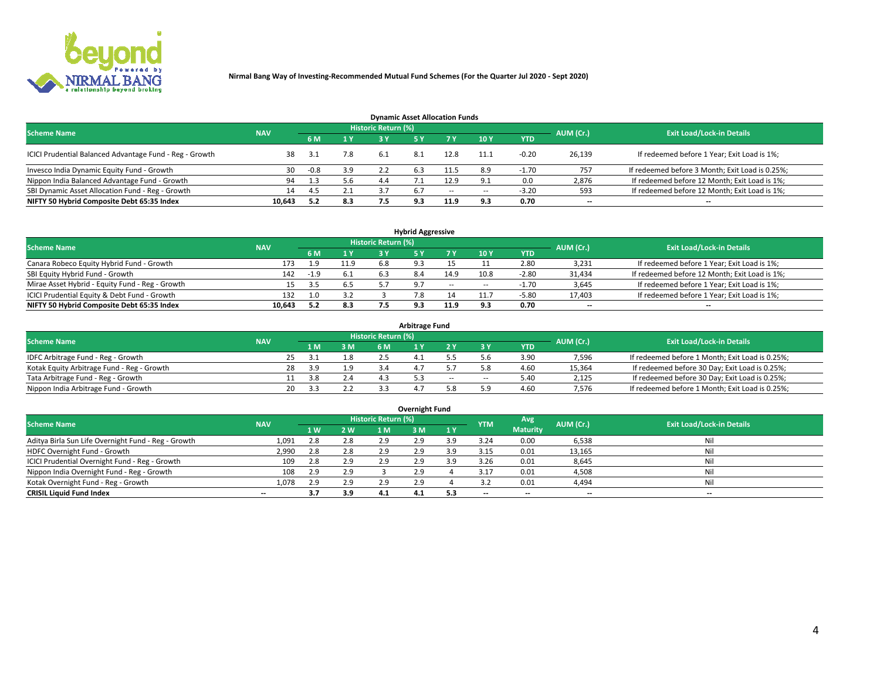Nirmal Bang Way of Investing-Recommended Mutual Fund Schemes (For the Quarter Jul 2020 - Sept 2020)

### Dynamic Asset Allocation Funds

| Scheme Name | NAV | Historic Return (%) | | | | | | | AUM (Cr.) | Exit Load/Lock-in Details |
|---|---|---|---|---|---|---|---|---|---|---|
| | | 6 M | 1 Y | 3 Y | 5 Y | 7 Y | 10 Y | YTD | | |
| ICICI Prudential Balanced Advantage Fund - Reg - Growth | 38 | 3.1 | 7.8 | 6.1 | 8.1 | 12.8 | 11.1 | -0.20 | 26,139 | If redeemed before 1 Year; Exit Load is 1%; |
| Invesco India Dynamic Equity Fund - Growth | 30 | -0.8 | 3.9 | 2.2 | 6.3 | 11.5 | 8.9 | -1.70 | 757 | If redeemed before 3 Month; Exit Load is 0.25%; |
| Nippon India Balanced Advantage Fund - Growth | 94 | 1.3 | 5.6 | 4.4 | 7.1 | 12.9 | 9.1 | 0.0 | 2,876 | If redeemed before 12 Month; Exit Load is 1%; |
| SBI Dynamic Asset Allocation Fund - Reg - Growth | 14 | 4.5 | 2.1 | 3.7 | 6.7 | -- | -- | -3.20 | 593 | If redeemed before 12 Month; Exit Load is 1%; |
| **NIFTY 50 Hybrid Composite Debt 65:35 Index** | **10,643** | **5.2** | **8.3** | **7.5** | **9.3** | **11.9** | **9.3** | **0.70** | **--** | **--** |

### Hybrid Aggressive

| Scheme Name | NAV | Historic Return (%) | | | | | | | AUM (Cr.) | Exit Load/Lock-in Details |
|---|---|---|---|---|---|---|---|---|---|---|
| | | 6 M | 1 Y | 3 Y | 5 Y | 7 Y | 10 Y | YTD | | |
| Canara Robeco Equity Hybrid Fund - Growth | 173 | 1.9 | 11.9 | 6.8 | 9.3 | 15 | 11 | 2.80 | 3,231 | If redeemed before 1 Year; Exit Load is 1%; |
| SBI Equity Hybrid Fund - Growth | 142 | -1.9 | 6.1 | 6.3 | 8.4 | 14.9 | 10.8 | -2.80 | 31,434 | If redeemed before 12 Month; Exit Load is 1%; |
| Mirae Asset Hybrid - Equity Fund - Reg - Growth | 15 | 3.5 | 6.5 | 5.7 | 9.7 | -- | -- | -1.70 | 3,645 | If redeemed before 1 Year; Exit Load is 1%; |
| ICICI Prudential Equity & Debt Fund - Growth | 132 | 1.0 | 3.2 | 3 | 7.8 | 14 | 11.7 | -5.80 | 17,403 | If redeemed before 1 Year; Exit Load is 1%; |
| **NIFTY 50 Hybrid Composite Debt 65:35 Index** | **10,643** | **5.2** | **8.3** | **7.5** | **9.3** | **11.9** | **9.3** | **0.70** | **--** | **--** |

### Arbitrage Fund

| Scheme Name | NAV | Historic Return (%) | | | | | | | AUM (Cr.) | Exit Load/Lock-in Details |
|---|---|---|---|---|---|---|---|---|---|---|
| | | 1 M | 3 M | 6 M | 1 Y | 2 Y | 3 Y | YTD | | |
| IDFC Arbitrage Fund - Reg - Growth | 25 | 3.1 | 1.8 | 2.5 | 4.1 | 5.5 | 5.6 | 3.90 | 7,596 | If redeemed before 1 Month; Exit Load is 0.25%; |
| Kotak Equity Arbitrage Fund - Reg - Growth | 28 | 3.9 | 1.9 | 3.4 | 4.7 | 5.7 | 5.8 | 4.60 | 15,364 | If redeemed before 30 Day; Exit Load is 0.25%; |
| Tata Arbitrage Fund - Reg - Growth | 11 | 3.8 | 2.4 | 4.3 | 5.3 | -- | -- | 5.40 | 2,125 | If redeemed before 30 Day; Exit Load is 0.25%; |
| Nippon India Arbitrage Fund - Growth | 20 | 3.3 | 2.2 | 3.3 | 4.7 | 5.8 | 5.9 | 4.60 | 7,576 | If redeemed before 1 Month; Exit Load is 0.25%; |

### Overnight Fund

| Scheme Name | NAV | Historic Return (%) | | | | | YTM | Avg Maturity | AUM (Cr.) | Exit Load/Lock-in Details |
|---|---|---|---|---|---|---|---|---|---|---|
| | | 1 W | 2 W | 1 M | 3 M | 1 Y | | | | |
| Aditya Birla Sun Life Overnight Fund - Reg - Growth | 1,091 | 2.8 | 2.8 | 2.9 | 2.9 | 3.9 | 3.24 | 0.00 | 6,538 | Nil |
| HDFC Overnight Fund - Growth | 2,990 | 2.8 | 2.8 | 2.9 | 2.9 | 3.9 | 3.15 | 0.01 | 13,165 | Nil |
| ICICI Prudential Overnight Fund - Reg - Growth | 109 | 2.8 | 2.9 | 2.9 | 2.9 | 3.9 | 3.26 | 0.01 | 8,645 | Nil |
| Nippon India Overnight Fund - Reg - Growth | 108 | 2.9 | 2.9 | 3 | 2.9 | 4 | 3.17 | 0.01 | 4,508 | Nil |
| Kotak Overnight Fund - Reg - Growth | 1,078 | 2.9 | 2.9 | 2.9 | 2.9 | 4 | 3.2 | 0.01 | 4,494 | Nil |
| **CRISIL Liquid Fund Index** | **--** | **3.7** | **3.9** | **4.1** | **4.1** | **5.3** | **--** | **--** | **--** | **--** |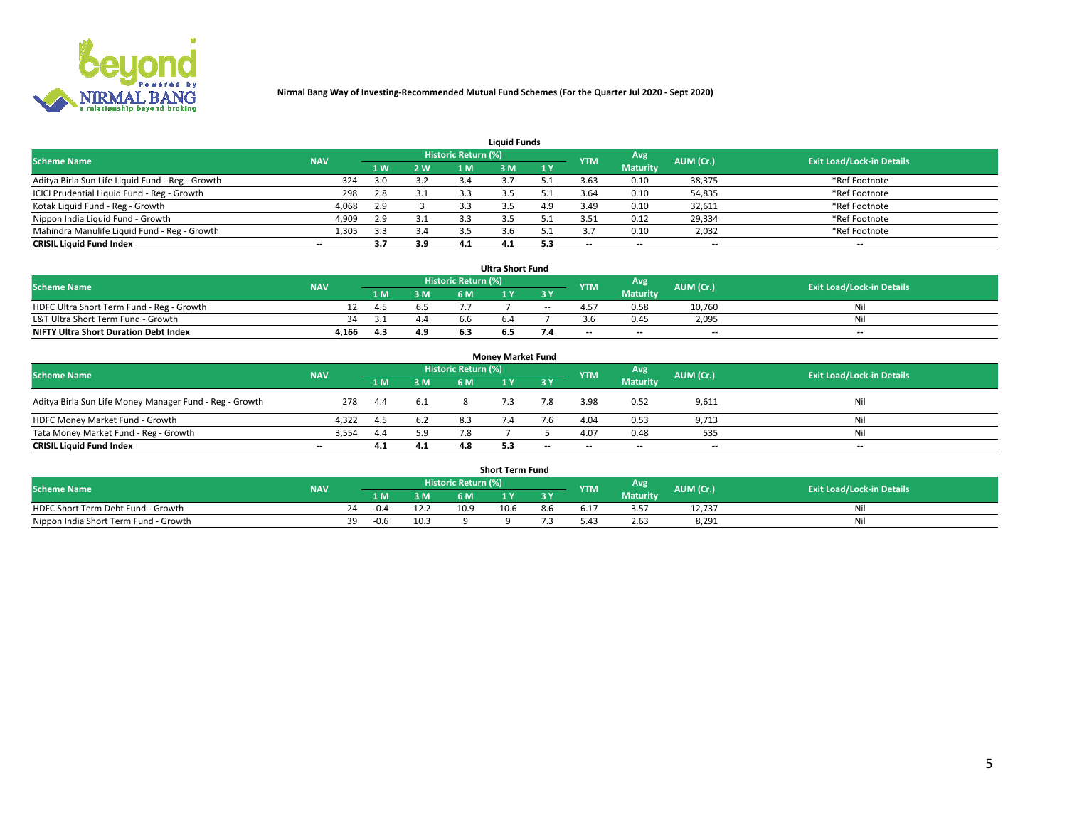**Nirmal Bang Way of Investing-Recommended Mutual Fund Schemes (For the Quarter Jul 2020 - Sept 2020)**

## Liquid Funds

| Scheme Name | NAV | Historic Return (%) | | | | | YTM | Avg Maturity | AUM (Cr.) | Exit Load/Lock-in Details |
|---|---|---|---|---|---|---|---|---|---|---|
| | | 1 W | 2 W | 1 M | 3 M | 1 Y | | | | |
| Aditya Birla Sun Life Liquid Fund - Reg - Growth | 324 | 3.0 | 3.2 | 3.4 | 3.7 | 5.1 | 3.63 | 0.10 | 38,375 | *Ref Footnote |
| ICICI Prudential Liquid Fund - Reg - Growth | 298 | 2.8 | 3.1 | 3.3 | 3.5 | 5.1 | 3.64 | 0.10 | 54,835 | *Ref Footnote |
| Kotak Liquid Fund - Reg - Growth | 4,068 | 2.9 | 3 | 3.3 | 3.5 | 4.9 | 3.49 | 0.10 | 32,611 | *Ref Footnote |
| Nippon India Liquid Fund - Growth | 4,909 | 2.9 | 3.1 | 3.3 | 3.5 | 5.1 | 3.51 | 0.12 | 29,334 | *Ref Footnote |
| Mahindra Manulife Liquid Fund - Reg - Growth | 1,305 | 3.3 | 3.4 | 3.5 | 3.6 | 5.1 | 3.7 | 0.10 | 2,032 | *Ref Footnote |
| **CRISIL Liquid Fund Index** | -- | **3.7** | **3.9** | **4.1** | **4.1** | **5.3** | -- | -- | -- | -- |

## Ultra Short Fund

| Scheme Name | NAV | Historic Return (%) | | | | | YTM | Avg Maturity | AUM (Cr.) | Exit Load/Lock-in Details |
|---|---|---|---|---|---|---|---|---|---|---|
| | | 1 M | 3 M | 6 M | 1 Y | 3 Y | | | | |
| HDFC Ultra Short Term Fund - Reg - Growth | 12 | 4.5 | 6.5 | 7.7 | 7 | -- | 4.57 | 0.58 | 10,760 | Nil |
| L&T Ultra Short Term Fund - Growth | 34 | 3.1 | 4.4 | 6.6 | 6.4 | 7 | 3.6 | 0.45 | 2,095 | Nil |
| **NIFTY Ultra Short Duration Debt Index** | **4,166** | **4.3** | **4.9** | **6.3** | **6.5** | **7.4** | -- | -- | -- | -- |

## Money Market Fund

| Scheme Name | NAV | Historic Return (%) | | | | | YTM | Avg Maturity | AUM (Cr.) | Exit Load/Lock-in Details |
|---|---|---|---|---|---|---|---|---|---|---|
| | | 1 M | 3 M | 6 M | 1 Y | 3 Y | | | | |
| Aditya Birla Sun Life Money Manager Fund - Reg - Growth | 278 | 4.4 | 6.1 | 8 | 7.3 | 7.8 | 3.98 | 0.52 | 9,611 | Nil |
| HDFC Money Market Fund - Growth | 4,322 | 4.5 | 6.2 | 8.3 | 7.4 | 7.6 | 4.04 | 0.53 | 9,713 | Nil |
| Tata Money Market Fund - Reg - Growth | 3,554 | 4.4 | 5.9 | 7.8 | 7 | 5 | 4.07 | 0.48 | 535 | Nil |
| **CRISIL Liquid Fund Index** | -- | **4.1** | **4.1** | **4.8** | **5.3** | -- | -- | -- | -- | -- |

## Short Term Fund

| Scheme Name | NAV | Historic Return (%) | | | | | YTM | Avg Maturity | AUM (Cr.) | Exit Load/Lock-in Details |
|---|---|---|---|---|---|---|---|---|---|---|
| | | 1 M | 3 M | 6 M | 1 Y | 3 Y | | | | |
| HDFC Short Term Debt Fund - Growth | 24 | -0.4 | 12.2 | 10.9 | 10.6 | 8.6 | 6.17 | 3.57 | 12,737 | Nil |
| Nippon India Short Term Fund - Growth | 39 | -0.6 | 10.3 | 9 | 9 | 7.3 | 5.43 | 2.63 | 8,291 | Nil |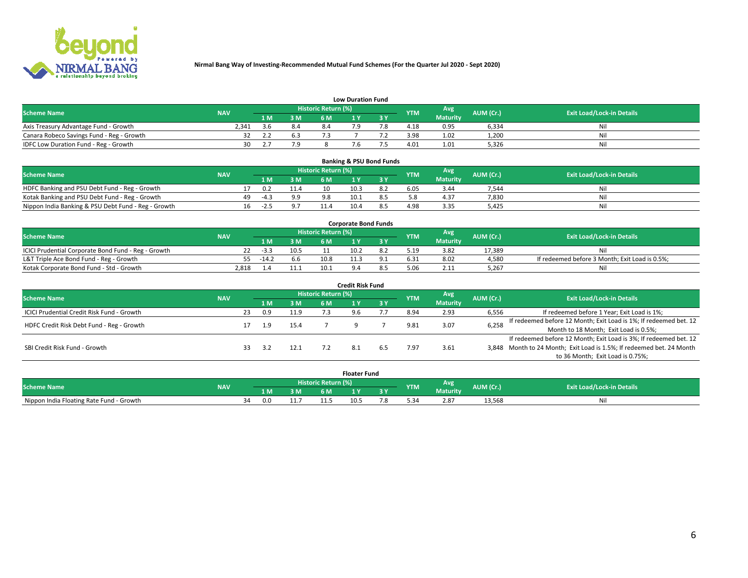**Nirmal Bang Way of Investing-Recommended Mutual Fund Schemes (For the Quarter Jul 2020 - Sept 2020)**

## Low Duration Fund

| Scheme Name | NAV | Historic Return (%) | | | | | YTM | Avg Maturity | AUM (Cr.) | Exit Load/Lock-in Details |
|---|---|---|---|---|---|---|---|---|---|---|
| | | 1 M | 3 M | 6 M | 1 Y | 3 Y | | | | |
| Axis Treasury Advantage Fund - Growth | 2,341 | 3.6 | 8.4 | 8.4 | 7.9 | 7.8 | 4.18 | 0.95 | 6,334 | Nil |
| Canara Robeco Savings Fund - Reg - Growth | 32 | 2.2 | 6.3 | 7.3 | 7 | 7.2 | 3.98 | 1.02 | 1,200 | Nil |
| IDFC Low Duration Fund - Reg - Growth | 30 | 2.7 | 7.9 | 8 | 7.6 | 7.5 | 4.01 | 1.01 | 5,326 | Nil |

## Banking & PSU Bond Funds

| Scheme Name | NAV | Historic Return (%) | | | | | YTM | Avg Maturity | AUM (Cr.) | Exit Load/Lock-in Details |
|---|---|---|---|---|---|---|---|---|---|---|
| | | 1 M | 3 M | 6 M | 1 Y | 3 Y | | | | |
| HDFC Banking and PSU Debt Fund - Reg - Growth | 17 | 0.2 | 11.4 | 10 | 10.3 | 8.2 | 6.05 | 3.44 | 7,544 | Nil |
| Kotak Banking and PSU Debt Fund - Reg - Growth | 49 | -4.3 | 9.9 | 9.8 | 10.1 | 8.5 | 5.8 | 4.37 | 7,830 | Nil |
| Nippon India Banking & PSU Debt Fund - Reg - Growth | 16 | -2.5 | 9.7 | 11.4 | 10.4 | 8.5 | 4.98 | 3.35 | 5,425 | Nil |

## Corporate Bond Funds

| Scheme Name | NAV | Historic Return (%) | | | | | YTM | Avg Maturity | AUM (Cr.) | Exit Load/Lock-in Details |
|---|---|---|---|---|---|---|---|---|---|---|
| | | 1 M | 3 M | 6 M | 1 Y | 3 Y | | | | |
| ICICI Prudential Corporate Bond Fund - Reg - Growth | 22 | -3.3 | 10.5 | 11 | 10.2 | 8.2 | 5.19 | 3.82 | 17,389 | Nil |
| L&T Triple Ace Bond Fund - Reg - Growth | 55 | -14.2 | 6.6 | 10.8 | 11.3 | 9.1 | 6.31 | 8.02 | 4,580 | If redeemed before 3 Month; Exit Load is 0.5%; |
| Kotak Corporate Bond Fund - Std - Growth | 2,818 | 1.4 | 11.1 | 10.1 | 9.4 | 8.5 | 5.06 | 2.11 | 5,267 | Nil |

## Credit Risk Fund

| Scheme Name | NAV | Historic Return (%) | | | | | YTM | Avg Maturity | AUM (Cr.) | Exit Load/Lock-in Details |
|---|---|---|---|---|---|---|---|---|---|---|
| | | 1 M | 3 M | 6 M | 1 Y | 3 Y | | | | |
| ICICI Prudential Credit Risk Fund - Growth | 23 | 0.9 | 11.9 | 7.3 | 9.6 | 7.7 | 8.94 | 2.93 | 6,556 | If redeemed before 1 Year; Exit Load is 1%; |
| HDFC Credit Risk Debt Fund - Reg - Growth | 17 | 1.9 | 15.4 | 7 | 9 | 7 | 9.81 | 3.07 | 6,258 | If redeemed before 12 Month; Exit Load is 1%; If redeemed bet. 12 Month to 18 Month; Exit Load is 0.5%; |
| SBI Credit Risk Fund - Growth | 33 | 3.2 | 12.1 | 7.2 | 8.1 | 6.5 | 7.97 | 3.61 | 3,848 | If redeemed before 12 Month; Exit Load is 3%; If redeemed bet. 12 Month to 24 Month; Exit Load is 1.5%; If redeemed bet. 24 Month to 36 Month; Exit Load is 0.75%; |

## Floater Fund

| Scheme Name | NAV | Historic Return (%) | | | | | YTM | Avg Maturity | AUM (Cr.) | Exit Load/Lock-in Details |
|---|---|---|---|---|---|---|---|---|---|---|
| | | 1 M | 3 M | 6 M | 1 Y | 3 Y | | | | |
| Nippon India Floating Rate Fund - Growth | 34 | 0.0 | 11.7 | 11.5 | 10.5 | 7.8 | 5.34 | 2.87 | 13,568 | Nil |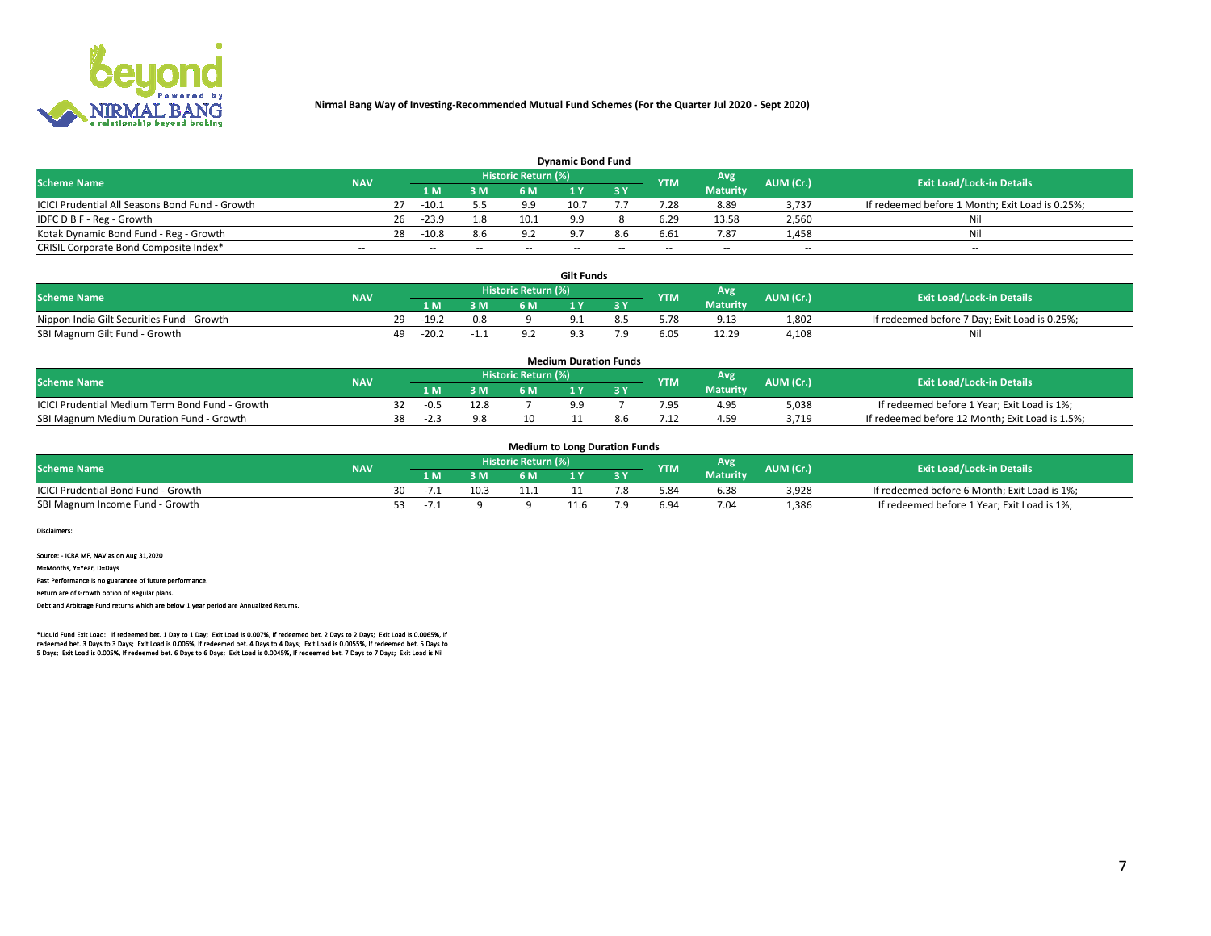**Nirmal Bang Way of Investing-Recommended Mutual Fund Schemes (For the Quarter Jul 2020 - Sept 2020)**

### Dynamic Bond Fund

| Scheme Name | NAV | Historic Return (%) | | | | | YTM | Avg Maturity | AUM (Cr.) | Exit Load/Lock-in Details |
|---|---|---|---|---|---|---|---|---|---|---|
| | | 1 M | 3 M | 6 M | 1 Y | 3 Y | | | | |
| ICICI Prudential All Seasons Bond Fund - Growth | 27 | -10.1 | 5.5 | 9.9 | 10.7 | 7.7 | 7.28 | 8.89 | 3,737 | If redeemed before 1 Month; Exit Load is 0.25%; |
| IDFC D B F - Reg - Growth | 26 | -23.9 | 1.8 | 10.1 | 9.9 | 8 | 6.29 | 13.58 | 2,560 | Nil |
| Kotak Dynamic Bond Fund - Reg - Growth | 28 | -10.8 | 8.6 | 9.2 | 9.7 | 8.6 | 6.61 | 7.87 | 1,458 | Nil |
| CRISIL Corporate Bond Composite Index* | -- | -- | -- | -- | -- | -- | -- | -- | -- | -- |

### Gilt Funds

| Scheme Name | NAV | Historic Return (%) | | | | | YTM | Avg Maturity | AUM (Cr.) | Exit Load/Lock-in Details |
|---|---|---|---|---|---|---|---|---|---|---|
| | | 1 M | 3 M | 6 M | 1 Y | 3 Y | | | | |
| Nippon India Gilt Securities Fund - Growth | 29 | -19.2 | 0.8 | 9 | 9.1 | 8.5 | 5.78 | 9.13 | 1,802 | If redeemed before 7 Day; Exit Load is 0.25%; |
| SBI Magnum Gilt Fund - Growth | 49 | -20.2 | -1.1 | 9.2 | 9.3 | 7.9 | 6.05 | 12.29 | 4,108 | Nil |

### Medium Duration Funds

| Scheme Name | NAV | Historic Return (%) | | | | | YTM | Avg Maturity | AUM (Cr.) | Exit Load/Lock-in Details |
|---|---|---|---|---|---|---|---|---|---|---|
| | | 1 M | 3 M | 6 M | 1 Y | 3 Y | | | | |
| ICICI Prudential Medium Term Bond Fund - Growth | 32 | -0.5 | 12.8 | 7 | 9.9 | 7 | 7.95 | 4.95 | 5,038 | If redeemed before 1 Year; Exit Load is 1%; |
| SBI Magnum Medium Duration Fund - Growth | 38 | -2.3 | 9.8 | 10 | 11 | 8.6 | 7.12 | 4.59 | 3,719 | If redeemed before 12 Month; Exit Load is 1.5%; |

### Medium to Long Duration Funds

| Scheme Name | NAV | Historic Return (%) | | | | | YTM | Avg Maturity | AUM (Cr.) | Exit Load/Lock-in Details |
|---|---|---|---|---|---|---|---|---|---|---|
| | | 1 M | 3 M | 6 M | 1 Y | 3 Y | | | | |
| ICICI Prudential Bond Fund - Growth | 30 | -7.1 | 10.3 | 11.1 | 11 | 7.8 | 5.84 | 6.38 | 3,928 | If redeemed before 6 Month; Exit Load is 1%; |
| SBI Magnum Income Fund - Growth | 53 | -7.1 | 9 | 9 | 11.6 | 7.9 | 6.94 | 7.04 | 1,386 | If redeemed before 1 Year; Exit Load is 1%; |

Disclaimers:

Source: - ICRA MF, NAV as on Aug 31,2020

M=Months, Y=Year, D=Days

Past Performance is no guarantee of future performance.

Return are of Growth option of Regular plans.

Debt and Arbitrage Fund returns which are below 1 year period are Annualized Returns.

*Liquid Fund Exit Load: If redeemed bet. 1 Day to 1 Day; Exit Load is 0.007%, If redeemed bet. 2 Days to 2 Days; Exit Load is 0.0065%, If redeemed bet. 3 Days to 3 Days; Exit Load is 0.006%, If redeemed bet. 4 Days to 4 Days; Exit Load is 0.0055%, If redeemed bet. 5 Days to 5 Days; Exit Load is 0.005%, If redeemed bet. 6 Days to 6 Days; Exit Load is 0.0045%, If redeemed bet. 7 Days to 7 Days; Exit Load is Nil